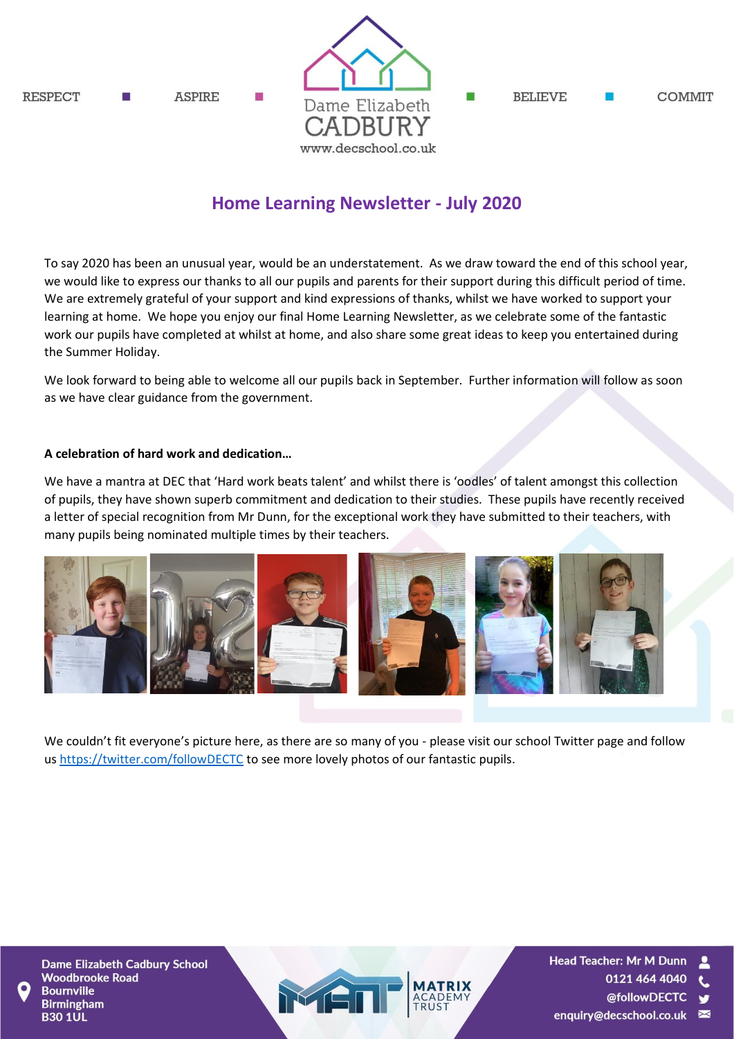RESPECT ■ ASPIRE ■ Dame Elizabeth CADBURY www.decschool.co.uk ■ BELIEVE ■ COMMIT

# Home Learning Newsletter - July 2020

To say 2020 has been an unusual year, would be an understatement. As we draw toward the end of this school year, we would like to express our thanks to all our pupils and parents for their support during this difficult period of time. We are extremely grateful of your support and kind expressions of thanks, whilst we have worked to support your learning at home. We hope you enjoy our final Home Learning Newsletter, as we celebrate some of the fantastic work our pupils have completed at whilst at home, and also share some great ideas to keep you entertained during the Summer Holiday.

We look forward to being able to welcome all our pupils back in September. Further information will follow as soon as we have clear guidance from the government.

**A celebration of hard work and dedication…**

We have a mantra at DEC that 'Hard work beats talent' and whilst there is 'oodles' of talent amongst this collection of pupils, they have shown superb commitment and dedication to their studies. These pupils have recently received a letter of special recognition from Mr Dunn, for the exceptional work they have submitted to their teachers, with many pupils being nominated multiple times by their teachers.

We couldn't fit everyone's picture here, as there are so many of you - please visit our school Twitter page and follow us https://twitter.com/followDECTC to see more lovely photos of our fantastic pupils.

Dame Elizabeth Cadbury School
Woodbrooke Road
Bournville
Birmingham
B30 1UL

MATRIX ACADEMY TRUST

Head Teacher: Mr M Dunn
0121 464 4040
@followDECTC
enquiry@decschool.co.uk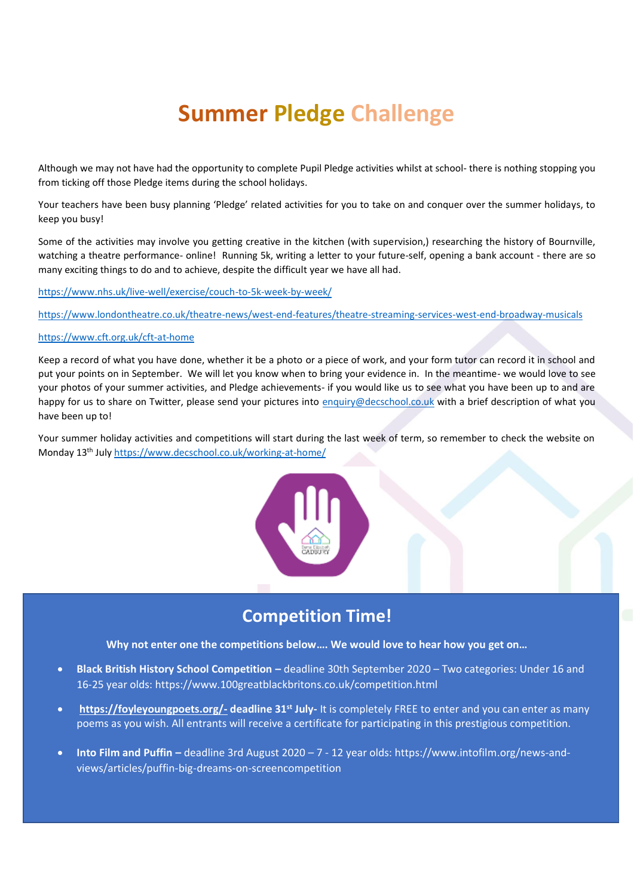# Summer Pledge Challenge

Although we may not have had the opportunity to complete Pupil Pledge activities whilst at school- there is nothing stopping you from ticking off those Pledge items during the school holidays.

Your teachers have been busy planning 'Pledge' related activities for you to take on and conquer over the summer holidays, to keep you busy!

Some of the activities may involve you getting creative in the kitchen (with supervision,) researching the history of Bournville, watching a theatre performance- online! Running 5k, writing a letter to your future-self, opening a bank account - there are so many exciting things to do and to achieve, despite the difficult year we have all had.

https://www.nhs.uk/live-well/exercise/couch-to-5k-week-by-week/

https://www.londontheatre.co.uk/theatre-news/west-end-features/theatre-streaming-services-west-end-broadway-musicals

https://www.cft.org.uk/cft-at-home

Keep a record of what you have done, whether it be a photo or a piece of work, and your form tutor can record it in school and put your points on in September. We will let you know when to bring your evidence in. In the meantime- we would love to see your photos of your summer activities, and Pledge achievements- if you would like us to see what you have been up to and are happy for us to share on Twitter, please send your pictures into enquiry@decschool.co.uk with a brief description of what you have been up to!

Your summer holiday activities and competitions will start during the last week of term, so remember to check the website on Monday 13th July https://www.decschool.co.uk/working-at-home/

## Competition Time!

**Why not enter one the competitions below…. We would love to hear how you get on…**

- **Black British History School Competition –** deadline 30th September 2020 – Two categories: Under 16 and 16-25 year olds: https://www.100greatblackbritons.co.uk/competition.html
- **https://foyleyoungpoets.org/- deadline 31st July-** It is completely FREE to enter and you can enter as many poems as you wish. All entrants will receive a certificate for participating in this prestigious competition.
- **Into Film and Puffin –** deadline 3rd August 2020 – 7 - 12 year olds: https://www.intofilm.org/news-and-views/articles/puffin-big-dreams-on-screencompetition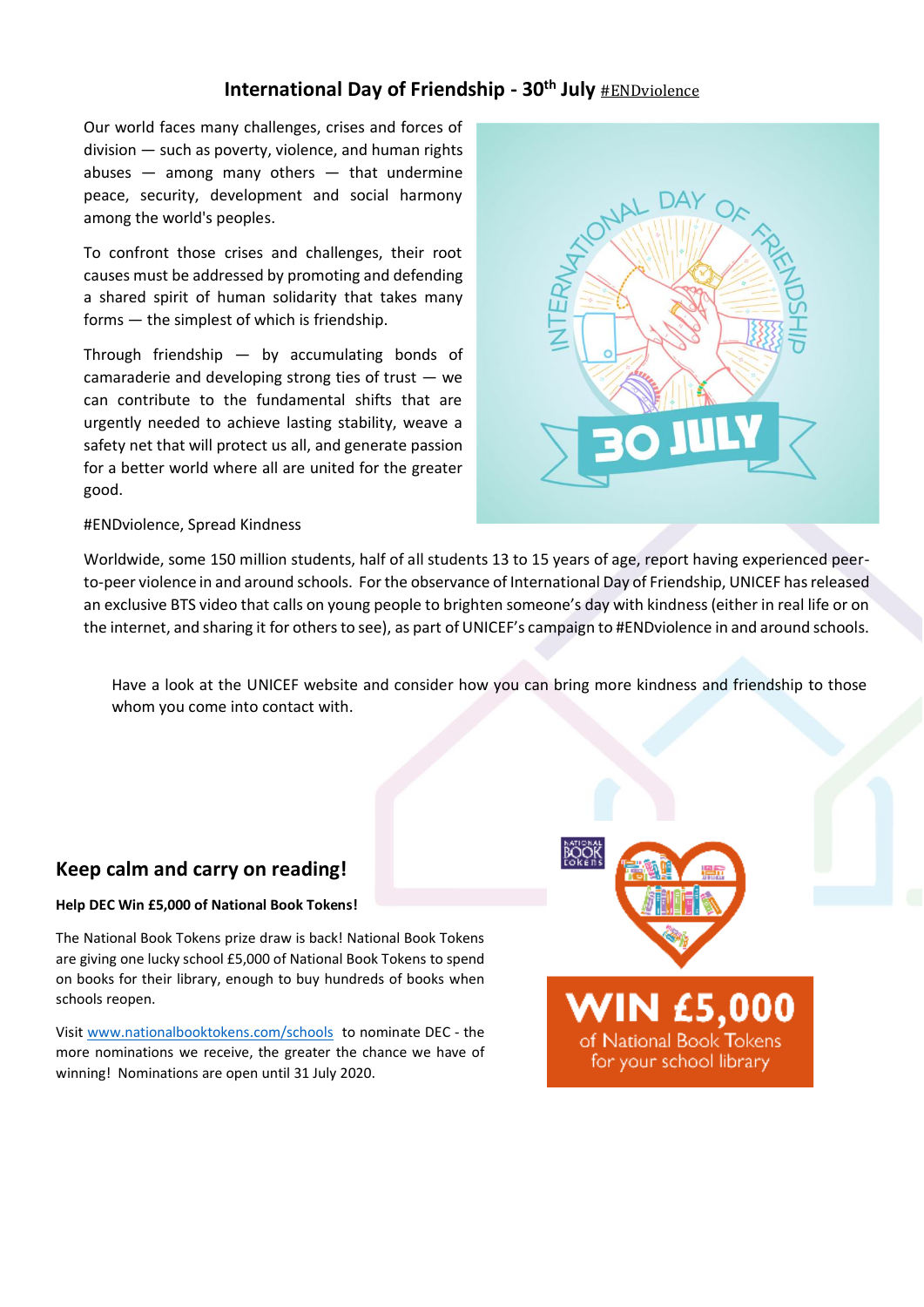## International Day of Friendship - 30th July #ENDviolence

Our world faces many challenges, crises and forces of division — such as poverty, violence, and human rights abuses — among many others — that undermine peace, security, development and social harmony among the world's peoples.

To confront those crises and challenges, their root causes must be addressed by promoting and defending a shared spirit of human solidarity that takes many forms — the simplest of which is friendship.

Through friendship — by accumulating bonds of camaraderie and developing strong ties of trust — we can contribute to the fundamental shifts that are urgently needed to achieve lasting stability, weave a safety net that will protect us all, and generate passion for a better world where all are united for the greater good.

#ENDviolence, Spread Kindness

Worldwide, some 150 million students, half of all students 13 to 15 years of age, report having experienced peer-to-peer violence in and around schools. For the observance of International Day of Friendship, UNICEF has released an exclusive BTS video that calls on young people to brighten someone's day with kindness (either in real life or on the internet, and sharing it for others to see), as part of UNICEF's campaign to #ENDviolence in and around schools.

Have a look at the UNICEF website and consider how you can bring more kindness and friendship to those whom you come into contact with.

## Keep calm and carry on reading!

**Help DEC Win £5,000 of National Book Tokens!**

The National Book Tokens prize draw is back! National Book Tokens are giving one lucky school £5,000 of National Book Tokens to spend on books for their library, enough to buy hundreds of books when schools reopen.

Visit [www.nationalbooktokens.com/schools](www.nationalbooktokens.com/schools) to nominate DEC - the more nominations we receive, the greater the chance we have of winning! Nominations are open until 31 July 2020.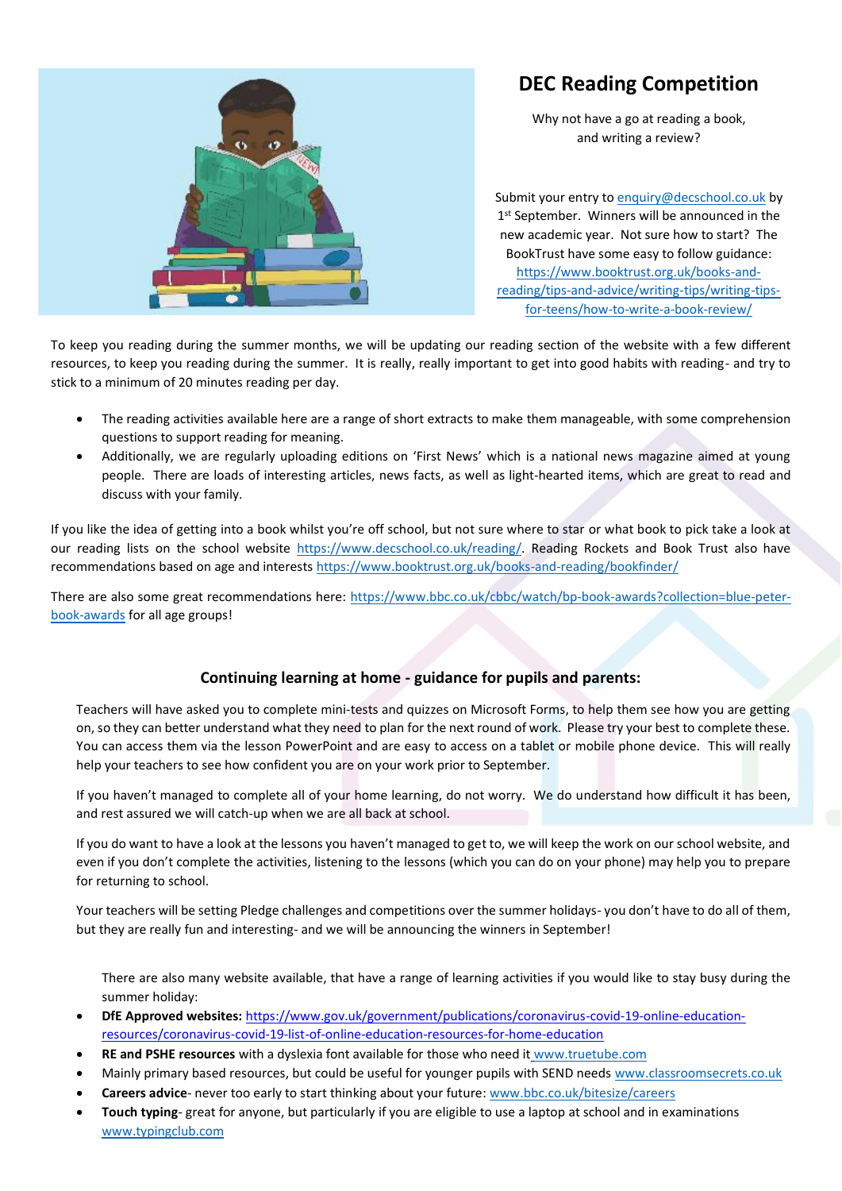## DEC Reading Competition

Why not have a go at reading a book, and writing a review?

Submit your entry to enquiry@decschool.co.uk by 1st September. Winners will be announced in the new academic year. Not sure how to start? The BookTrust have some easy to follow guidance: https://www.booktrust.org.uk/books-and-reading/tips-and-advice/writing-tips/writing-tips-for-teens/how-to-write-a-book-review/

To keep you reading during the summer months, we will be updating our reading section of the website with a few different resources, to keep you reading during the summer. It is really, really important to get into good habits with reading- and try to stick to a minimum of 20 minutes reading per day.

- The reading activities available here are a range of short extracts to make them manageable, with some comprehension questions to support reading for meaning.
- Additionally, we are regularly uploading editions on 'First News' which is a national news magazine aimed at young people. There are loads of interesting articles, news facts, as well as light-hearted items, which are great to read and discuss with your family.

If you like the idea of getting into a book whilst you're off school, but not sure where to star or what book to pick take a look at our reading lists on the school website https://www.decschool.co.uk/reading/. Reading Rockets and Book Trust also have recommendations based on age and interests https://www.booktrust.org.uk/books-and-reading/bookfinder/

There are also some great recommendations here: https://www.bbc.co.uk/cbbc/watch/bp-book-awards?collection=blue-peter-book-awards for all age groups!

### Continuing learning at home - guidance for pupils and parents:

Teachers will have asked you to complete mini-tests and quizzes on Microsoft Forms, to help them see how you are getting on, so they can better understand what they need to plan for the next round of work. Please try your best to complete these. You can access them via the lesson PowerPoint and are easy to access on a tablet or mobile phone device. This will really help your teachers to see how confident you are on your work prior to September.

If you haven't managed to complete all of your home learning, do not worry. We do understand how difficult it has been, and rest assured we will catch-up when we are all back at school.

If you do want to have a look at the lessons you haven't managed to get to, we will keep the work on our school website, and even if you don't complete the activities, listening to the lessons (which you can do on your phone) may help you to prepare for returning to school.

Your teachers will be setting Pledge challenges and competitions over the summer holidays- you don't have to do all of them, but they are really fun and interesting- and we will be announcing the winners in September!

There are also many website available, that have a range of learning activities if you would like to stay busy during the summer holiday:

- **DfE Approved websites:** https://www.gov.uk/government/publications/coronavirus-covid-19-online-education-resources/coronavirus-covid-19-list-of-online-education-resources-for-home-education
- **RE and PSHE resources** with a dyslexia font available for those who need it www.truetube.com
- Mainly primary based resources, but could be useful for younger pupils with SEND needs www.classroomsecrets.co.uk
- **Careers advice**- never too early to start thinking about your future: www.bbc.co.uk/bitesize/careers
- **Touch typing**- great for anyone, but particularly if you are eligible to use a laptop at school and in examinations www.typingclub.com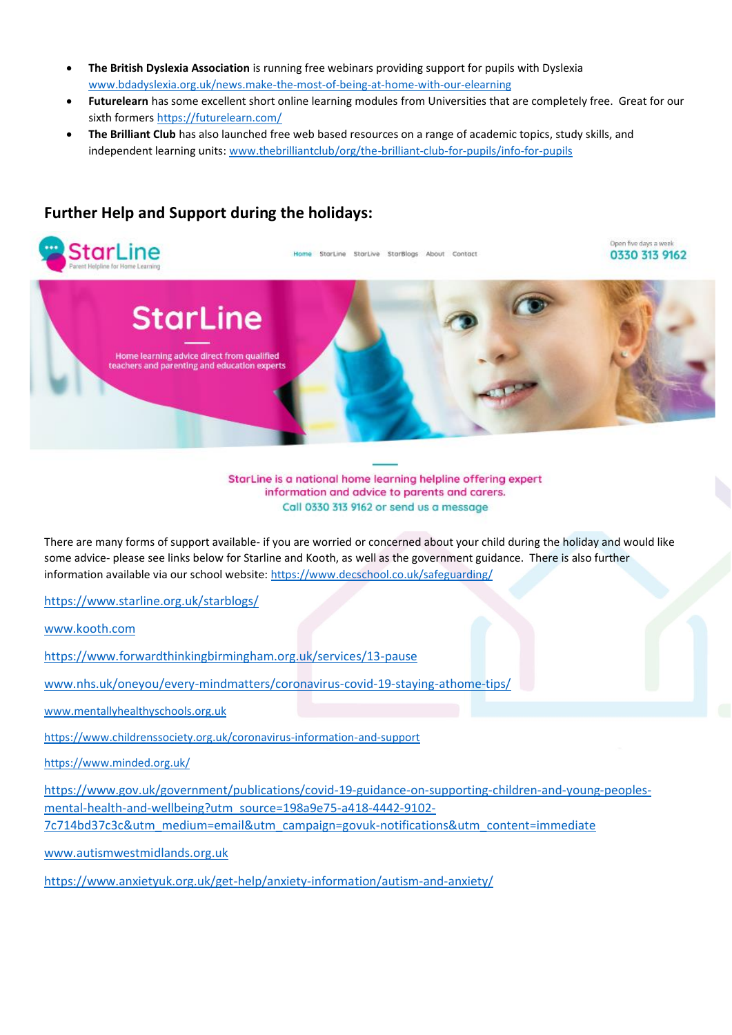- **The British Dyslexia Association** is running free webinars providing support for pupils with Dyslexia www.bdadyslexia.org.uk/news.make-the-most-of-being-at-home-with-our-elearning
- **Futurelearn** has some excellent short online learning modules from Universities that are completely free. Great for our sixth formers https://futurelearn.com/
- **The Brilliant Club** has also launched free web based resources on a range of academic topics, study skills, and independent learning units: www.thebrilliantclub/org/the-brilliant-club-for-pupils/info-for-pupils

## Further Help and Support during the holidays:

StarLine — Parent Helpline for Home Learning

Home StarLine StarLive StarBlogs About Contact

Open five days a week 0330 313 9162

StarLine

Home learning advice direct from qualified teachers and parenting and education experts

StarLine is a national home learning helpline offering expert information and advice to parents and carers.
Call 0330 313 9162 or send us a message

There are many forms of support available- if you are worried or concerned about your child during the holiday and would like some advice- please see links below for Starline and Kooth, as well as the government guidance. There is also further information available via our school website: https://www.decschool.co.uk/safeguarding/

https://www.starline.org.uk/starblogs/

www.kooth.com

https://www.forwardthinkingbirmingham.org.uk/services/13-pause

www.nhs.uk/oneyou/every-mindmatters/coronavirus-covid-19-staying-athome-tips/

www.mentallyhealthyschools.org.uk

https://www.childrenssociety.org.uk/coronavirus-information-and-support

https://www.minded.org.uk/

https://www.gov.uk/government/publications/covid-19-guidance-on-supporting-children-and-young-peoples-mental-health-and-wellbeing?utm_source=198a9e75-a418-4442-9102-7c714bd37c3c&utm_medium=email&utm_campaign=govuk-notifications&utm_content=immediate

www.autismwestmidlands.org.uk

https://www.anxietyuk.org.uk/get-help/anxiety-information/autism-and-anxiety/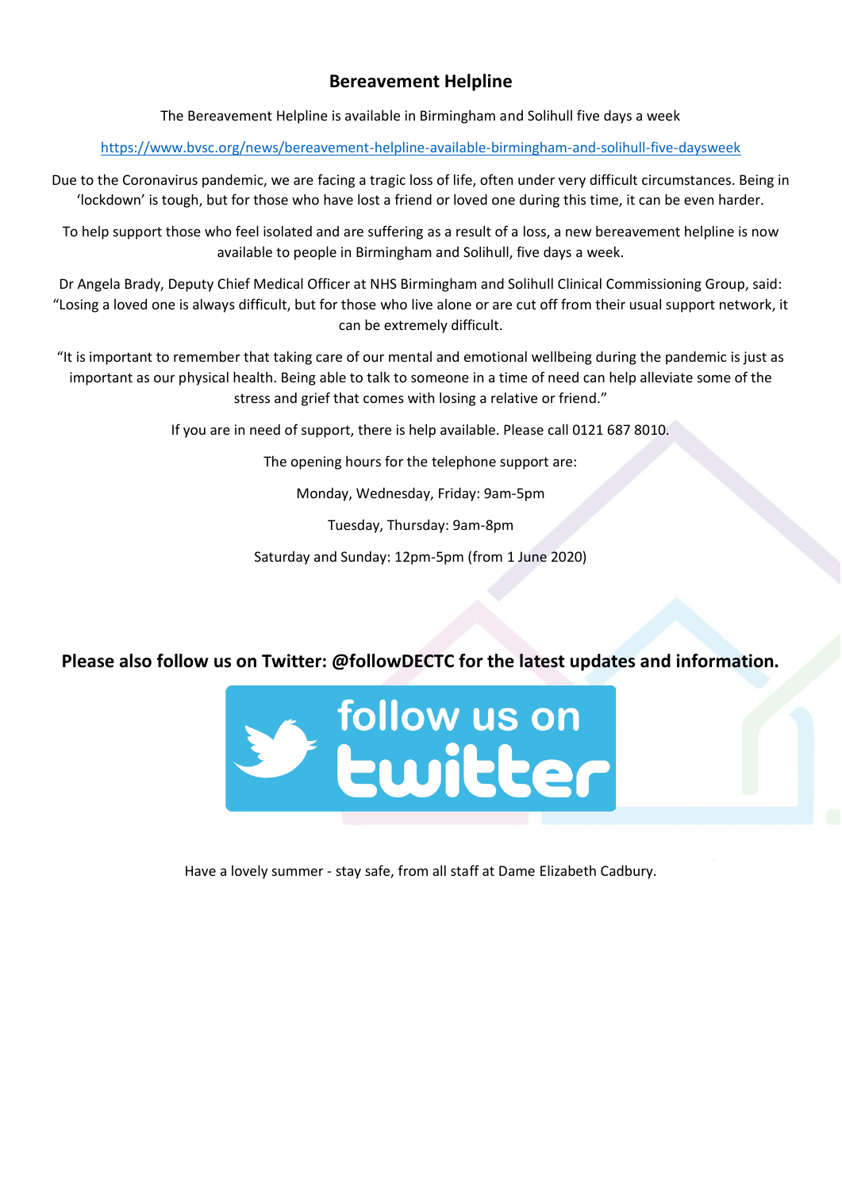## Bereavement Helpline

The Bereavement Helpline is available in Birmingham and Solihull five days a week

https://www.bvsc.org/news/bereavement-helpline-available-birmingham-and-solihull-five-daysweek

Due to the Coronavirus pandemic, we are facing a tragic loss of life, often under very difficult circumstances. Being in 'lockdown' is tough, but for those who have lost a friend or loved one during this time, it can be even harder.

To help support those who feel isolated and are suffering as a result of a loss, a new bereavement helpline is now available to people in Birmingham and Solihull, five days a week.

Dr Angela Brady, Deputy Chief Medical Officer at NHS Birmingham and Solihull Clinical Commissioning Group, said: "Losing a loved one is always difficult, but for those who live alone or are cut off from their usual support network, it can be extremely difficult.

"It is important to remember that taking care of our mental and emotional wellbeing during the pandemic is just as important as our physical health. Being able to talk to someone in a time of need can help alleviate some of the stress and grief that comes with losing a relative or friend."

If you are in need of support, there is help available. Please call 0121 687 8010.

The opening hours for the telephone support are:

Monday, Wednesday, Friday: 9am-5pm

Tuesday, Thursday: 9am-8pm

Saturday and Sunday: 12pm-5pm (from 1 June 2020)

**Please also follow us on Twitter: @followDECTC for the latest updates and information.**

follow us on twitter

Have a lovely summer - stay safe, from all staff at Dame Elizabeth Cadbury.